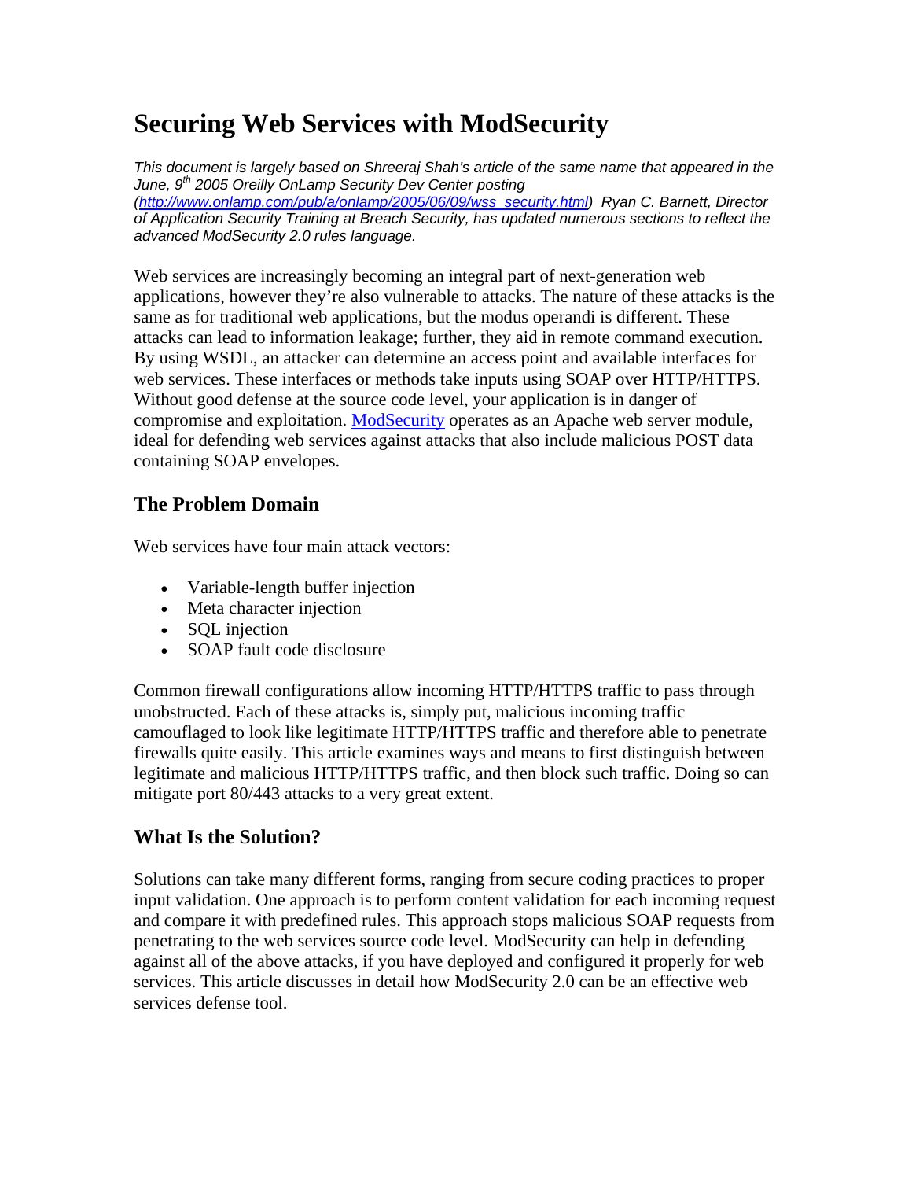# Securing Web Services with ModSecurity

*This document is largely based on Shreeraj Shah's article of the same name that appeared in the June, 9th 2005 Oreilly OnLamp Security Dev Center posting (http://www.onlamp.com/pub/a/onlamp/2005/06/09/wss_security.html) Ryan C. Barnett, Director of Application Security Training at Breach Security, has updated numerous sections to reflect the advanced ModSecurity 2.0 rules language.*

Web services are increasingly becoming an integral part of next-generation web applications, however they're also vulnerable to attacks. The nature of these attacks is the same as for traditional web applications, but the modus operandi is different. These attacks can lead to information leakage; further, they aid in remote command execution. By using WSDL, an attacker can determine an access point and available interfaces for web services. These interfaces or methods take inputs using SOAP over HTTP/HTTPS. Without good defense at the source code level, your application is in danger of compromise and exploitation. ModSecurity operates as an Apache web server module, ideal for defending web services against attacks that also include malicious POST data containing SOAP envelopes.

## The Problem Domain

Web services have four main attack vectors:

- Variable-length buffer injection
- Meta character injection
- SQL injection
- SOAP fault code disclosure

Common firewall configurations allow incoming HTTP/HTTPS traffic to pass through unobstructed. Each of these attacks is, simply put, malicious incoming traffic camouflaged to look like legitimate HTTP/HTTPS traffic and therefore able to penetrate firewalls quite easily. This article examines ways and means to first distinguish between legitimate and malicious HTTP/HTTPS traffic, and then block such traffic. Doing so can mitigate port 80/443 attacks to a very great extent.

## What Is the Solution?

Solutions can take many different forms, ranging from secure coding practices to proper input validation. One approach is to perform content validation for each incoming request and compare it with predefined rules. This approach stops malicious SOAP requests from penetrating to the web services source code level. ModSecurity can help in defending against all of the above attacks, if you have deployed and configured it properly for web services. This article discusses in detail how ModSecurity 2.0 can be an effective web services defense tool.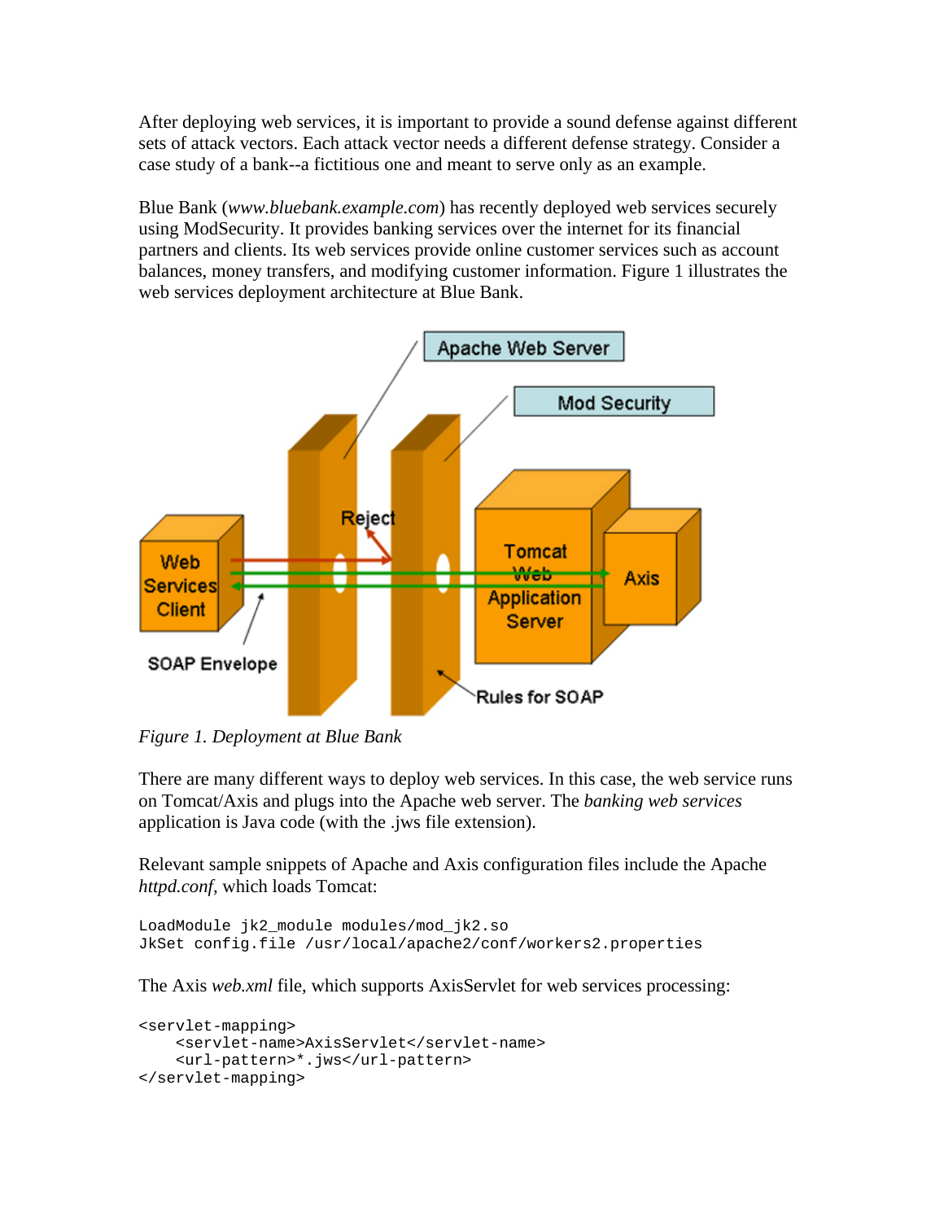After deploying web services, it is important to provide a sound defense against different sets of attack vectors. Each attack vector needs a different defense strategy. Consider a case study of a bank--a fictitious one and meant to serve only as an example.

Blue Bank (*www.bluebank.example.com*) has recently deployed web services securely using ModSecurity. It provides banking services over the internet for its financial partners and clients. Its web services provide online customer services such as account balances, money transfers, and modifying customer information. Figure 1 illustrates the web services deployment architecture at Blue Bank.

*Figure 1. Deployment at Blue Bank*

There are many different ways to deploy web services. In this case, the web service runs on Tomcat/Axis and plugs into the Apache web server. The *banking web services* application is Java code (with the .jws file extension).

Relevant sample snippets of Apache and Axis configuration files include the Apache *httpd.conf*, which loads Tomcat:

```
LoadModule jk2_module modules/mod_jk2.so
JkSet config.file /usr/local/apache2/conf/workers2.properties
```

The Axis *web.xml* file, which supports AxisServlet for web services processing:

```
<servlet-mapping>
    <servlet-name>AxisServlet</servlet-name>
    <url-pattern>*.jws</url-pattern>
</servlet-mapping>
```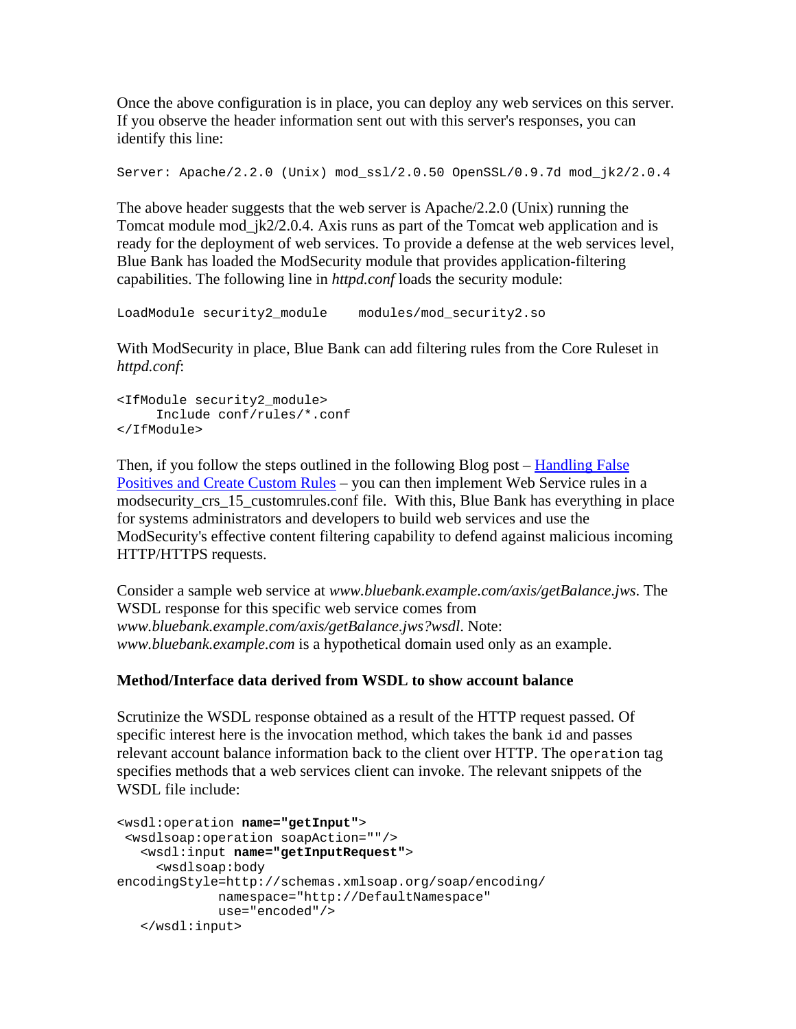Once the above configuration is in place, you can deploy any web services on this server. If you observe the header information sent out with this server's responses, you can identify this line:

```
Server: Apache/2.2.0 (Unix) mod_ssl/2.0.50 OpenSSL/0.9.7d mod_jk2/2.0.4
```

The above header suggests that the web server is Apache/2.2.0 (Unix) running the Tomcat module mod_jk2/2.0.4. Axis runs as part of the Tomcat web application and is ready for the deployment of web services. To provide a defense at the web services level, Blue Bank has loaded the ModSecurity module that provides application-filtering capabilities. The following line in *httpd.conf* loads the security module:

```
LoadModule security2_module    modules/mod_security2.so
```

With ModSecurity in place, Blue Bank can add filtering rules from the Core Ruleset in *httpd.conf*:

```
<IfModule security2_module>
     Include conf/rules/*.conf
</IfModule>
```

Then, if you follow the steps outlined in the following Blog post – [Handling False Positives and Create Custom Rules]() – you can then implement Web Service rules in a modsecurity_crs_15_customrules.conf file. With this, Blue Bank has everything in place for systems administrators and developers to build web services and use the ModSecurity's effective content filtering capability to defend against malicious incoming HTTP/HTTPS requests.

Consider a sample web service at *www.bluebank.example.com/axis/getBalance.jws*. The WSDL response for this specific web service comes from *www.bluebank.example.com/axis/getBalance.jws?wsdl*. Note: *www.bluebank.example.com* is a hypothetical domain used only as an example.

**Method/Interface data derived from WSDL to show account balance**

Scrutinize the WSDL response obtained as a result of the HTTP request passed. Of specific interest here is the invocation method, which takes the bank `id` and passes relevant account balance information back to the client over HTTP. The `operation` tag specifies methods that a web services client can invoke. The relevant snippets of the WSDL file include:

```
<wsdl:operation name="getInput">
 <wsdlsoap:operation soapAction=""/>
   <wsdl:input name="getInputRequest">
     <wsdlsoap:body
encodingStyle=http://schemas.xmlsoap.org/soap/encoding/
             namespace="http://DefaultNamespace"
             use="encoded"/>
   </wsdl:input>
```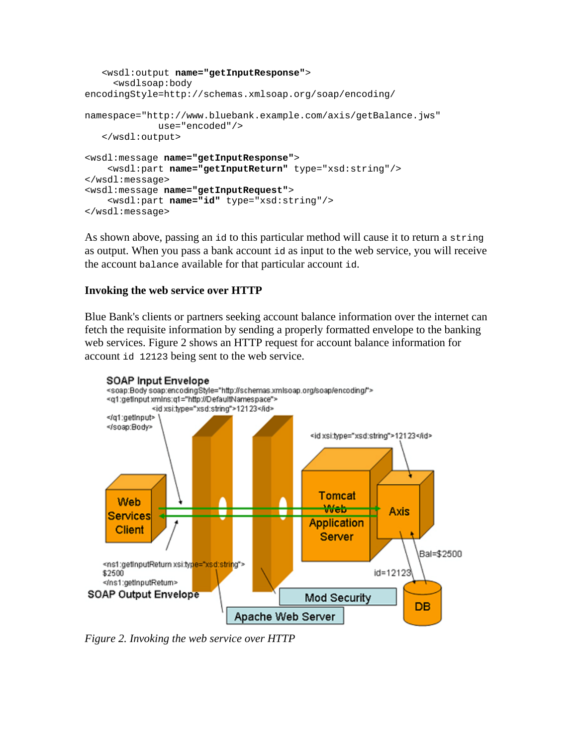```
   <wsdl:output name="getInputResponse">
     <wsdlsoap:body
encodingStyle=http://schemas.xmlsoap.org/soap/encoding/

namespace="http://www.bluebank.example.com/axis/getBalance.jws"
             use="encoded"/>
   </wsdl:output>

<wsdl:message name="getInputResponse">
    <wsdl:part name="getInputReturn" type="xsd:string"/>
</wsdl:message>
<wsdl:message name="getInputRequest">
    <wsdl:part name="id" type="xsd:string"/>
</wsdl:message>
```

As shown above, passing an `id` to this particular method will cause it to return a `string` as output. When you pass a bank account `id` as input to the web service, you will receive the account `balance` available for that particular account `id`.

**Invoking the web service over HTTP**

Blue Bank's clients or partners seeking account balance information over the internet can fetch the requisite information by sending a properly formatted envelope to the banking web services. Figure 2 shows an HTTP request for account balance information for account `id 12123` being sent to the web service.

*Figure 2. Invoking the web service over HTTP*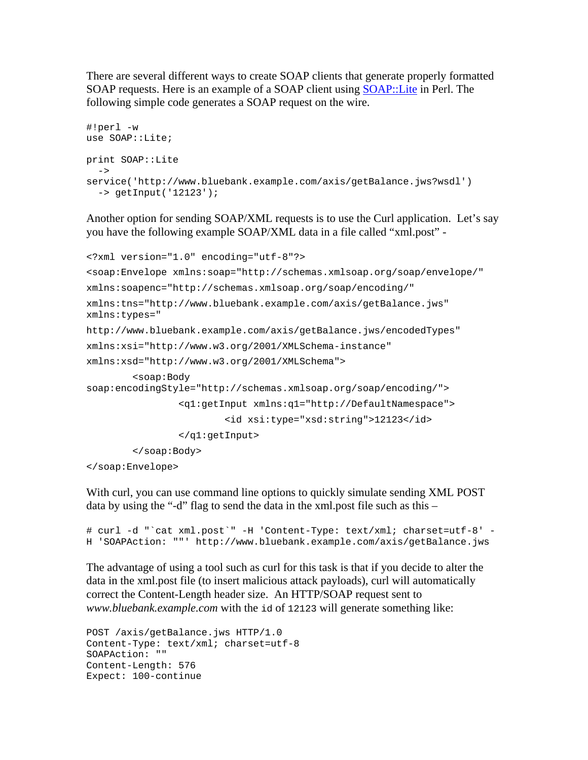There are several different ways to create SOAP clients that generate properly formatted SOAP requests. Here is an example of a SOAP client using [SOAP::Lite](SOAP::Lite) in Perl. The following simple code generates a SOAP request on the wire.

```
#!perl -w
use SOAP::Lite;

print SOAP::Lite
  ->
service('http://www.bluebank.example.com/axis/getBalance.jws?wsdl')
  -> getInput('12123');
```

Another option for sending SOAP/XML requests is to use the Curl application. Let's say you have the following example SOAP/XML data in a file called "xml.post" -

```
<?xml version="1.0" encoding="utf-8"?>
<soap:Envelope xmlns:soap="http://schemas.xmlsoap.org/soap/envelope/"
xmlns:soapenc="http://schemas.xmlsoap.org/soap/encoding/"
xmlns:tns="http://www.bluebank.example.com/axis/getBalance.jws"
xmlns:types="
http://www.bluebank.example.com/axis/getBalance.jws/encodedTypes"
xmlns:xsi="http://www.w3.org/2001/XMLSchema-instance"
xmlns:xsd="http://www.w3.org/2001/XMLSchema">
        <soap:Body
soap:encodingStyle="http://schemas.xmlsoap.org/soap/encoding/">
                <q1:getInput xmlns:q1="http://DefaultNamespace">
                        <id xsi:type="xsd:string">12123</id>
                </q1:getInput>
        </soap:Body>
</soap:Envelope>
```

With curl, you can use command line options to quickly simulate sending XML POST data by using the "-d" flag to send the data in the xml.post file such as this –

```
# curl -d "`cat xml.post`" -H 'Content-Type: text/xml; charset=utf-8' -
H 'SOAPAction: ""' http://www.bluebank.example.com/axis/getBalance.jws
```

The advantage of using a tool such as curl for this task is that if you decide to alter the data in the xml.post file (to insert malicious attack payloads), curl will automatically correct the Content-Length header size. An HTTP/SOAP request sent to *www.bluebank.example.com* with the `id` of `12123` will generate something like:

```
POST /axis/getBalance.jws HTTP/1.0
Content-Type: text/xml; charset=utf-8
SOAPAction: ""
Content-Length: 576
Expect: 100-continue
```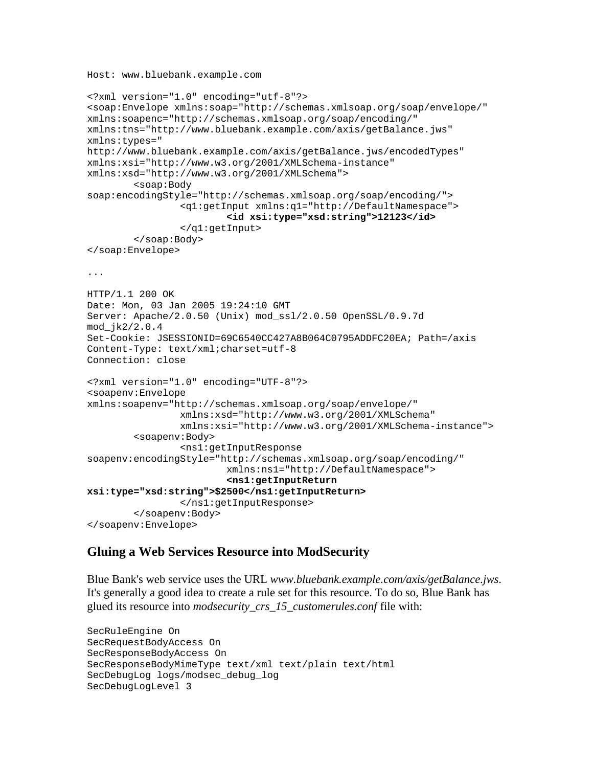```
Host: www.bluebank.example.com

<?xml version="1.0" encoding="utf-8"?>
<soap:Envelope xmlns:soap="http://schemas.xmlsoap.org/soap/envelope/"
xmlns:soapenc="http://schemas.xmlsoap.org/soap/encoding/"
xmlns:tns="http://www.bluebank.example.com/axis/getBalance.jws"
xmlns:types="
http://www.bluebank.example.com/axis/getBalance.jws/encodedTypes"
xmlns:xsi="http://www.w3.org/2001/XMLSchema-instance"
xmlns:xsd="http://www.w3.org/2001/XMLSchema">
        <soap:Body
soap:encodingStyle="http://schemas.xmlsoap.org/soap/encoding/">
                <q1:getInput xmlns:q1="http://DefaultNamespace">
                        <id xsi:type="xsd:string">12123</id>
                </q1:getInput>
        </soap:Body>
</soap:Envelope>

...

HTTP/1.1 200 OK
Date: Mon, 03 Jan 2005 19:24:10 GMT
Server: Apache/2.0.50 (Unix) mod_ssl/2.0.50 OpenSSL/0.9.7d
mod_jk2/2.0.4
Set-Cookie: JSESSIONID=69C6540CC427A8B064C0795ADDFC20EA; Path=/axis
Content-Type: text/xml;charset=utf-8
Connection: close

<?xml version="1.0" encoding="UTF-8"?>
<soapenv:Envelope
xmlns:soapenv="http://schemas.xmlsoap.org/soap/envelope/"
                xmlns:xsd="http://www.w3.org/2001/XMLSchema"
                xmlns:xsi="http://www.w3.org/2001/XMLSchema-instance">
        <soapenv:Body>
                <ns1:getInputResponse
soapenv:encodingStyle="http://schemas.xmlsoap.org/soap/encoding/"
                        xmlns:ns1="http://DefaultNamespace">
                        <ns1:getInputReturn
xsi:type="xsd:string">$2500</ns1:getInputReturn>
                </ns1:getInputResponse>
        </soapenv:Body>
</soapenv:Envelope>
```

### Gluing a Web Services Resource into ModSecurity

Blue Bank's web service uses the URL *www.bluebank.example.com/axis/getBalance.jws*. It's generally a good idea to create a rule set for this resource. To do so, Blue Bank has glued its resource into *modsecurity_crs_15_customerules.conf* file with:

```
SecRuleEngine On
SecRequestBodyAccess On
SecResponseBodyAccess On
SecResponseBodyMimeType text/xml text/plain text/html
SecDebugLog logs/modsec_debug_log
SecDebugLogLevel 3
```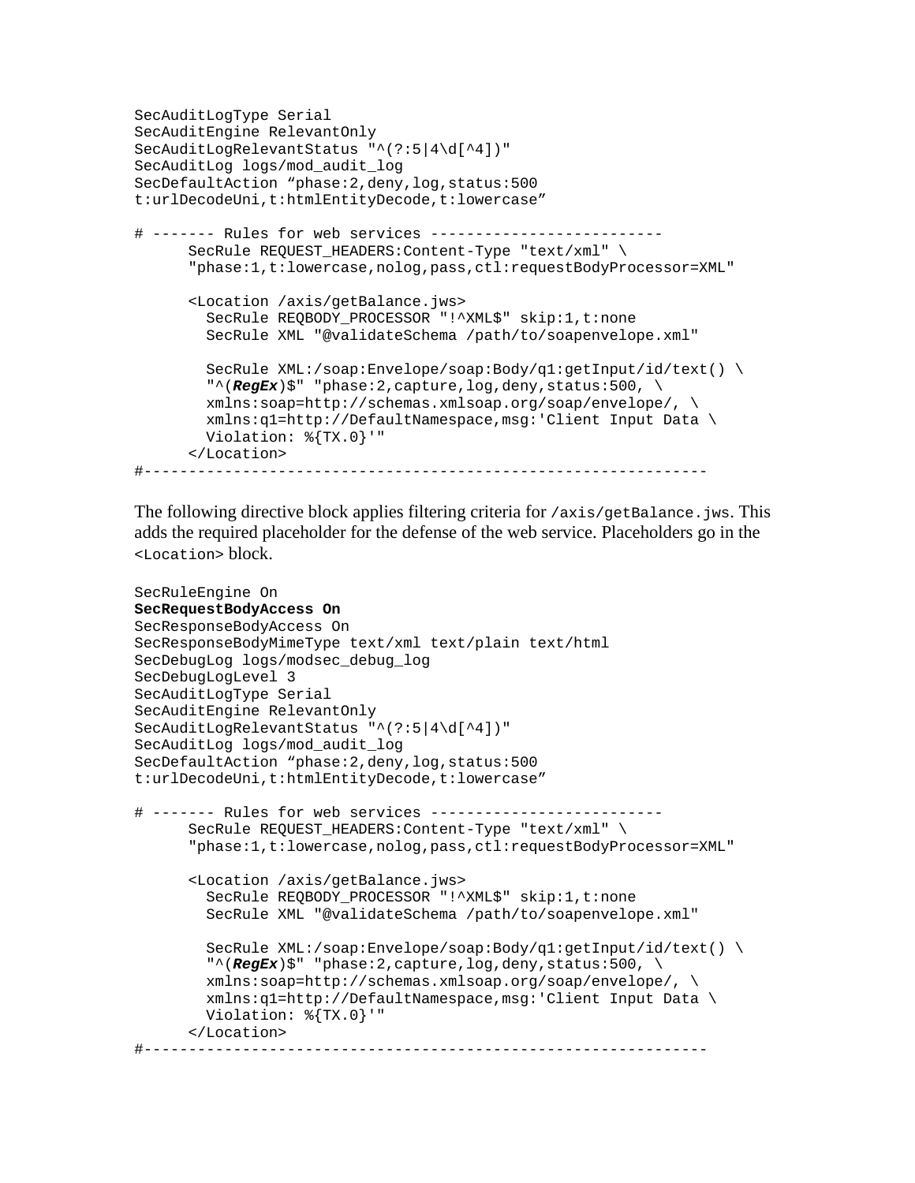```
SecAuditLogType Serial
SecAuditEngine RelevantOnly
SecAuditLogRelevantStatus "^(?:5|4\d[^4])"
SecAuditLog logs/mod_audit_log
SecDefaultAction “phase:2,deny,log,status:500
t:urlDecodeUni,t:htmlEntityDecode,t:lowercase”

# ------- Rules for web services --------------------------
      SecRule REQUEST_HEADERS:Content-Type "text/xml" \
      "phase:1,t:lowercase,nolog,pass,ctl:requestBodyProcessor=XML"

      <Location /axis/getBalance.jws>
        SecRule REQBODY_PROCESSOR "!^XML$" skip:1,t:none
        SecRule XML "@validateSchema /path/to/soapenvelope.xml"

        SecRule XML:/soap:Envelope/soap:Body/q1:getInput/id/text() \
        "^(RegEx)$" "phase:2,capture,log,deny,status:500, \
        xmlns:soap=http://schemas.xmlsoap.org/soap/envelope/, \
        xmlns:q1=http://DefaultNamespace,msg:'Client Input Data \
        Violation: %{TX.0}'"
      </Location>
#--------------------------------------------------------------
```

The following directive block applies filtering criteria for `/axis/getBalance.jws`. This adds the required placeholder for the defense of the web service. Placeholders go in the `<Location>` block.

```
SecRuleEngine On
SecRequestBodyAccess On
SecResponseBodyAccess On
SecResponseBodyMimeType text/xml text/plain text/html
SecDebugLog logs/modsec_debug_log
SecDebugLogLevel 3
SecAuditLogType Serial
SecAuditEngine RelevantOnly
SecAuditLogRelevantStatus "^(?:5|4\d[^4])"
SecAuditLog logs/mod_audit_log
SecDefaultAction “phase:2,deny,log,status:500
t:urlDecodeUni,t:htmlEntityDecode,t:lowercase”

# ------- Rules for web services --------------------------
      SecRule REQUEST_HEADERS:Content-Type "text/xml" \
      "phase:1,t:lowercase,nolog,pass,ctl:requestBodyProcessor=XML"

      <Location /axis/getBalance.jws>
        SecRule REQBODY_PROCESSOR "!^XML$" skip:1,t:none
        SecRule XML "@validateSchema /path/to/soapenvelope.xml"

        SecRule XML:/soap:Envelope/soap:Body/q1:getInput/id/text() \
        "^(RegEx)$" "phase:2,capture,log,deny,status:500, \
        xmlns:soap=http://schemas.xmlsoap.org/soap/envelope/, \
        xmlns:q1=http://DefaultNamespace,msg:'Client Input Data \
        Violation: %{TX.0}'"
      </Location>
#--------------------------------------------------------------
```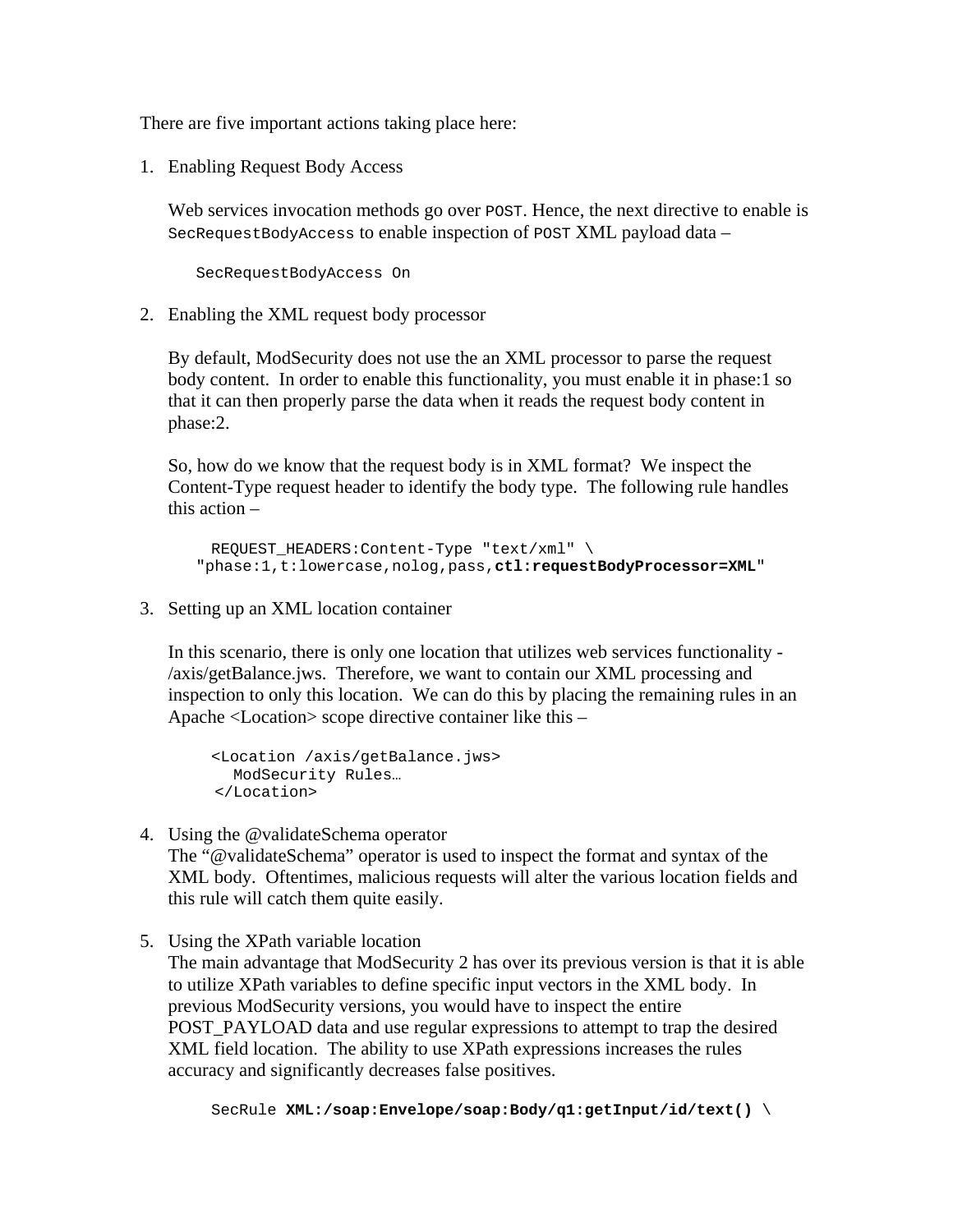There are five important actions taking place here:

1. Enabling Request Body Access

   Web services invocation methods go over `POST`. Hence, the next directive to enable is `SecRequestBodyAccess` to enable inspection of `POST` XML payload data –

   ```
   SecRequestBodyAccess On
   ```

2. Enabling the XML request body processor

   By default, ModSecurity does not use the an XML processor to parse the request body content. In order to enable this functionality, you must enable it in phase:1 so that it can then properly parse the data when it reads the request body content in phase:2.

   So, how do we know that the request body is in XML format? We inspect the Content-Type request header to identify the body type. The following rule handles this action –

   ```
     REQUEST_HEADERS:Content-Type "text/xml" \
   "phase:1,t:lowercase,nolog,pass,ctl:requestBodyProcessor=XML"
   ```

3. Setting up an XML location container

   In this scenario, there is only one location that utilizes web services functionality - /axis/getBalance.jws. Therefore, we want to contain our XML processing and inspection to only this location. We can do this by placing the remaining rules in an Apache <Location> scope directive container like this –

   ```
   <Location /axis/getBalance.jws>
     ModSecurity Rules…
   </Location>
   ```

4. Using the @validateSchema operator
   The "@validateSchema" operator is used to inspect the format and syntax of the XML body. Oftentimes, malicious requests will alter the various location fields and this rule will catch them quite easily.

5. Using the XPath variable location
   The main advantage that ModSecurity 2 has over its previous version is that it is able to utilize XPath variables to define specific input vectors in the XML body. In previous ModSecurity versions, you would have to inspect the entire POST_PAYLOAD data and use regular expressions to attempt to trap the desired XML field location. The ability to use XPath expressions increases the rules accuracy and significantly decreases false positives.

   ```
   SecRule XML:/soap:Envelope/soap:Body/q1:getInput/id/text() \
   ```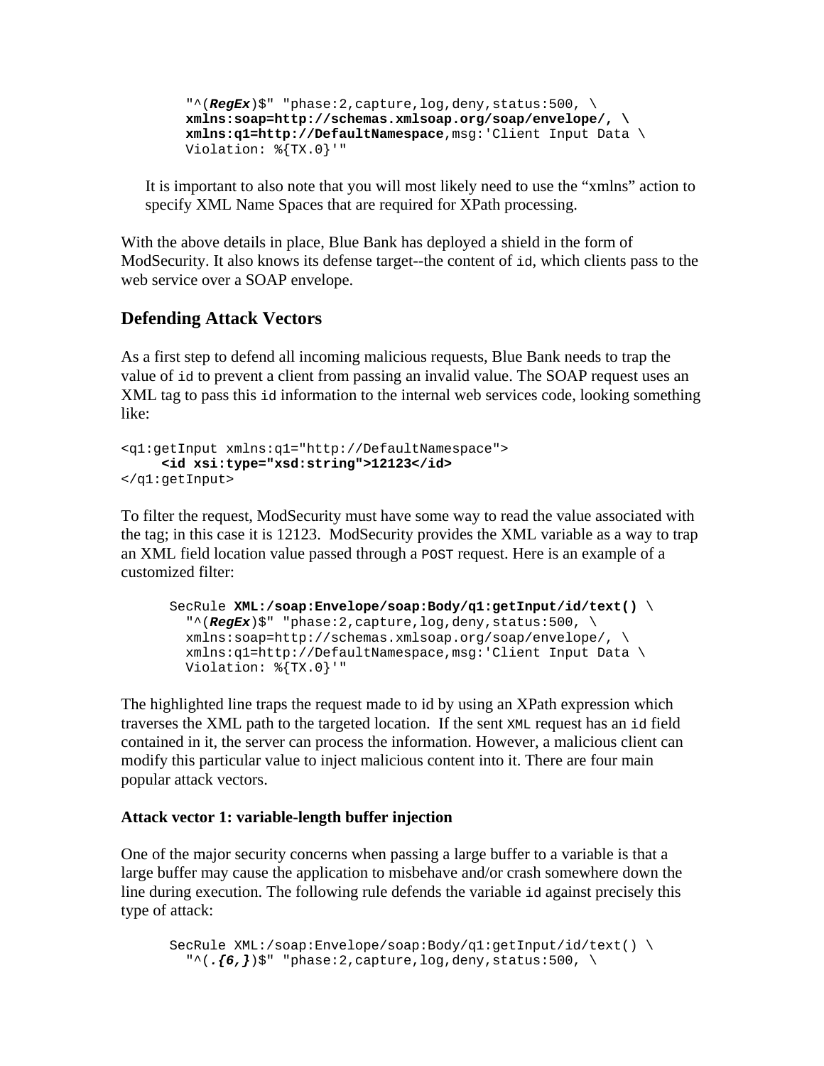```
"^(RegEx)$" "phase:2,capture,log,deny,status:500, \
xmlns:soap=http://schemas.xmlsoap.org/soap/envelope/, \
xmlns:q1=http://DefaultNamespace,msg:'Client Input Data \
Violation: %{TX.0}'"
```

It is important to also note that you will most likely need to use the "xmlns" action to specify XML Name Spaces that are required for XPath processing.

With the above details in place, Blue Bank has deployed a shield in the form of ModSecurity. It also knows its defense target--the content of `id`, which clients pass to the web service over a SOAP envelope.

## Defending Attack Vectors

As a first step to defend all incoming malicious requests, Blue Bank needs to trap the value of `id` to prevent a client from passing an invalid value. The SOAP request uses an XML tag to pass this `id` information to the internal web services code, looking something like:

```
<q1:getInput xmlns:q1="http://DefaultNamespace">
     <id xsi:type="xsd:string">12123</id>
</q1:getInput>
```

To filter the request, ModSecurity must have some way to read the value associated with the tag; in this case it is 12123. ModSecurity provides the XML variable as a way to trap an XML field location value passed through a `POST` request. Here is an example of a customized filter:

```
SecRule XML:/soap:Envelope/soap:Body/q1:getInput/id/text() \
  "^(RegEx)$" "phase:2,capture,log,deny,status:500, \
  xmlns:soap=http://schemas.xmlsoap.org/soap/envelope/, \
  xmlns:q1=http://DefaultNamespace,msg:'Client Input Data \
  Violation: %{TX.0}'"
```

The highlighted line traps the request made to id by using an XPath expression which traverses the XML path to the targeted location. If the sent `XML` request has an `id` field contained in it, the server can process the information. However, a malicious client can modify this particular value to inject malicious content into it. There are four main popular attack vectors.

### Attack vector 1: variable-length buffer injection

One of the major security concerns when passing a large buffer to a variable is that a large buffer may cause the application to misbehave and/or crash somewhere down the line during execution. The following rule defends the variable `id` against precisely this type of attack:

```
SecRule XML:/soap:Envelope/soap:Body/q1:getInput/id/text() \
  "^(.{6,})$" "phase:2,capture,log,deny,status:500, \
```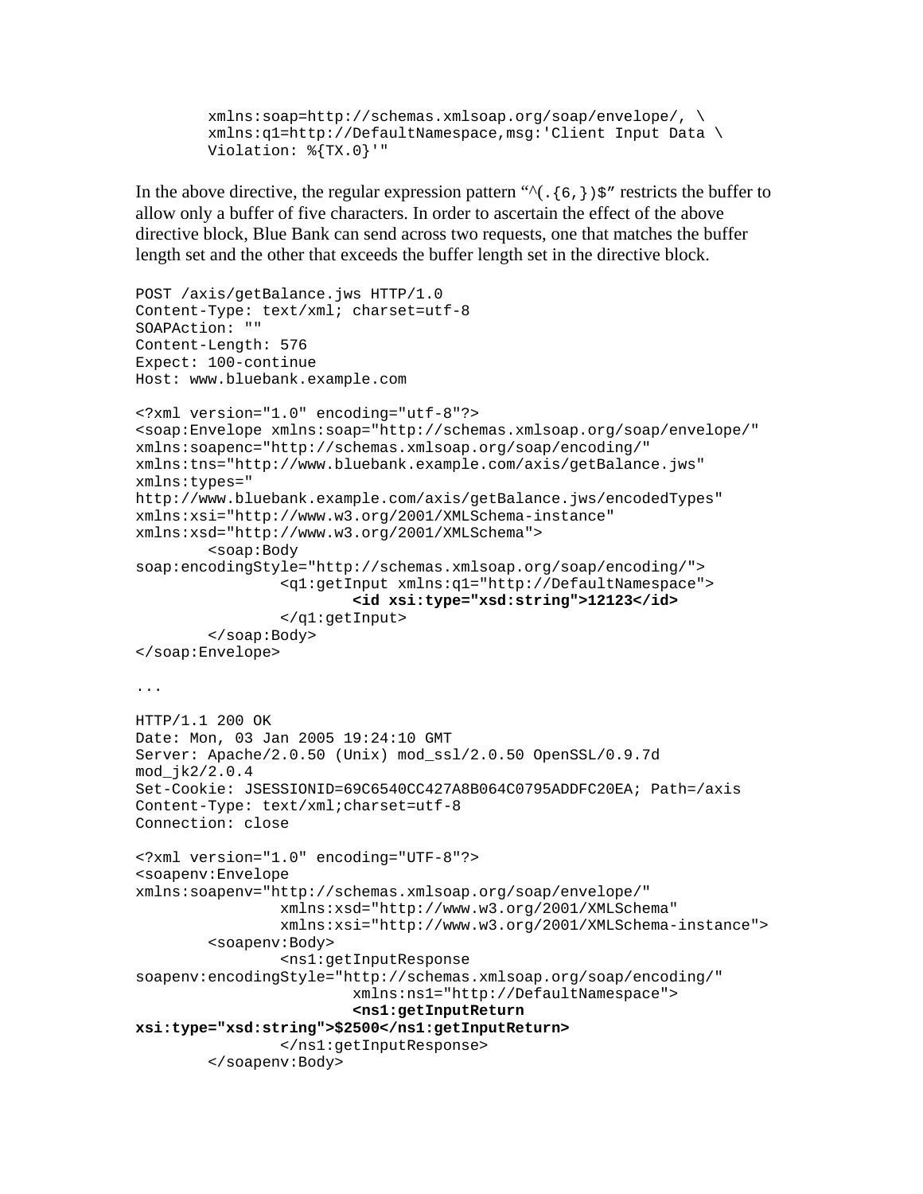```
        xmlns:soap=http://schemas.xmlsoap.org/soap/envelope/, \
        xmlns:q1=http://DefaultNamespace,msg:'Client Input Data \
        Violation: %{TX.0}'"
```

In the above directive, the regular expression pattern “^(.{6,})$” restricts the buffer to allow only a buffer of five characters. In order to ascertain the effect of the above directive block, Blue Bank can send across two requests, one that matches the buffer length set and the other that exceeds the buffer length set in the directive block.

```
POST /axis/getBalance.jws HTTP/1.0
Content-Type: text/xml; charset=utf-8
SOAPAction: ""
Content-Length: 576
Expect: 100-continue
Host: www.bluebank.example.com

<?xml version="1.0" encoding="utf-8"?>
<soap:Envelope xmlns:soap="http://schemas.xmlsoap.org/soap/envelope/"
xmlns:soapenc="http://schemas.xmlsoap.org/soap/encoding/"
xmlns:tns="http://www.bluebank.example.com/axis/getBalance.jws"
xmlns:types="
http://www.bluebank.example.com/axis/getBalance.jws/encodedTypes"
xmlns:xsi="http://www.w3.org/2001/XMLSchema-instance"
xmlns:xsd="http://www.w3.org/2001/XMLSchema">
        <soap:Body
soap:encodingStyle="http://schemas.xmlsoap.org/soap/encoding/">
                <q1:getInput xmlns:q1="http://DefaultNamespace">
                        <id xsi:type="xsd:string">12123</id>
                </q1:getInput>
        </soap:Body>
</soap:Envelope>

...

HTTP/1.1 200 OK
Date: Mon, 03 Jan 2005 19:24:10 GMT
Server: Apache/2.0.50 (Unix) mod_ssl/2.0.50 OpenSSL/0.9.7d
mod_jk2/2.0.4
Set-Cookie: JSESSIONID=69C6540CC427A8B064C0795ADDFC20EA; Path=/axis
Content-Type: text/xml;charset=utf-8
Connection: close

<?xml version="1.0" encoding="UTF-8"?>
<soapenv:Envelope
xmlns:soapenv="http://schemas.xmlsoap.org/soap/envelope/"
                xmlns:xsd="http://www.w3.org/2001/XMLSchema"
                xmlns:xsi="http://www.w3.org/2001/XMLSchema-instance">
        <soapenv:Body>
                <ns1:getInputResponse
soapenv:encodingStyle="http://schemas.xmlsoap.org/soap/encoding/"
                        xmlns:ns1="http://DefaultNamespace">
                        <ns1:getInputReturn
xsi:type="xsd:string">$2500</ns1:getInputReturn>
                </ns1:getInputResponse>
        </soapenv:Body>
```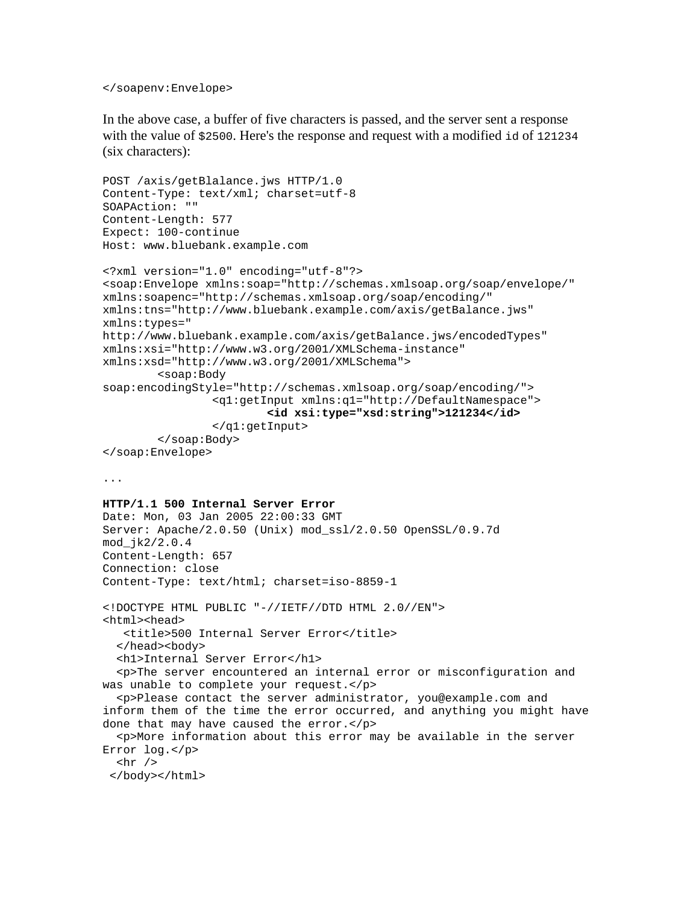```
</soapenv:Envelope>
```

In the above case, a buffer of five characters is passed, and the server sent a response with the value of `$2500`. Here's the response and request with a modified `id` of `121234` (six characters):

```
POST /axis/getBlalance.jws HTTP/1.0
Content-Type: text/xml; charset=utf-8
SOAPAction: ""
Content-Length: 577
Expect: 100-continue
Host: www.bluebank.example.com

<?xml version="1.0" encoding="utf-8"?>
<soap:Envelope xmlns:soap="http://schemas.xmlsoap.org/soap/envelope/"
xmlns:soapenc="http://schemas.xmlsoap.org/soap/encoding/"
xmlns:tns="http://www.bluebank.example.com/axis/getBalance.jws"
xmlns:types="
http://www.bluebank.example.com/axis/getBalance.jws/encodedTypes"
xmlns:xsi="http://www.w3.org/2001/XMLSchema-instance"
xmlns:xsd="http://www.w3.org/2001/XMLSchema">
        <soap:Body
soap:encodingStyle="http://schemas.xmlsoap.org/soap/encoding/">
                <q1:getInput xmlns:q1="http://DefaultNamespace">
                        <id xsi:type="xsd:string">121234</id>
                </q1:getInput>
        </soap:Body>
</soap:Envelope>

...

HTTP/1.1 500 Internal Server Error
Date: Mon, 03 Jan 2005 22:00:33 GMT
Server: Apache/2.0.50 (Unix) mod_ssl/2.0.50 OpenSSL/0.9.7d
mod_jk2/2.0.4
Content-Length: 657
Connection: close
Content-Type: text/html; charset=iso-8859-1

<!DOCTYPE HTML PUBLIC "-//IETF//DTD HTML 2.0//EN">
<html><head>
   <title>500 Internal Server Error</title>
  </head><body>
  <h1>Internal Server Error</h1>
  <p>The server encountered an internal error or misconfiguration and
was unable to complete your request.</p>
  <p>Please contact the server administrator, you@example.com and
inform them of the time the error occurred, and anything you might have
done that may have caused the error.</p>
  <p>More information about this error may be available in the server
Error log.</p>
  <hr />
 </body></html>
```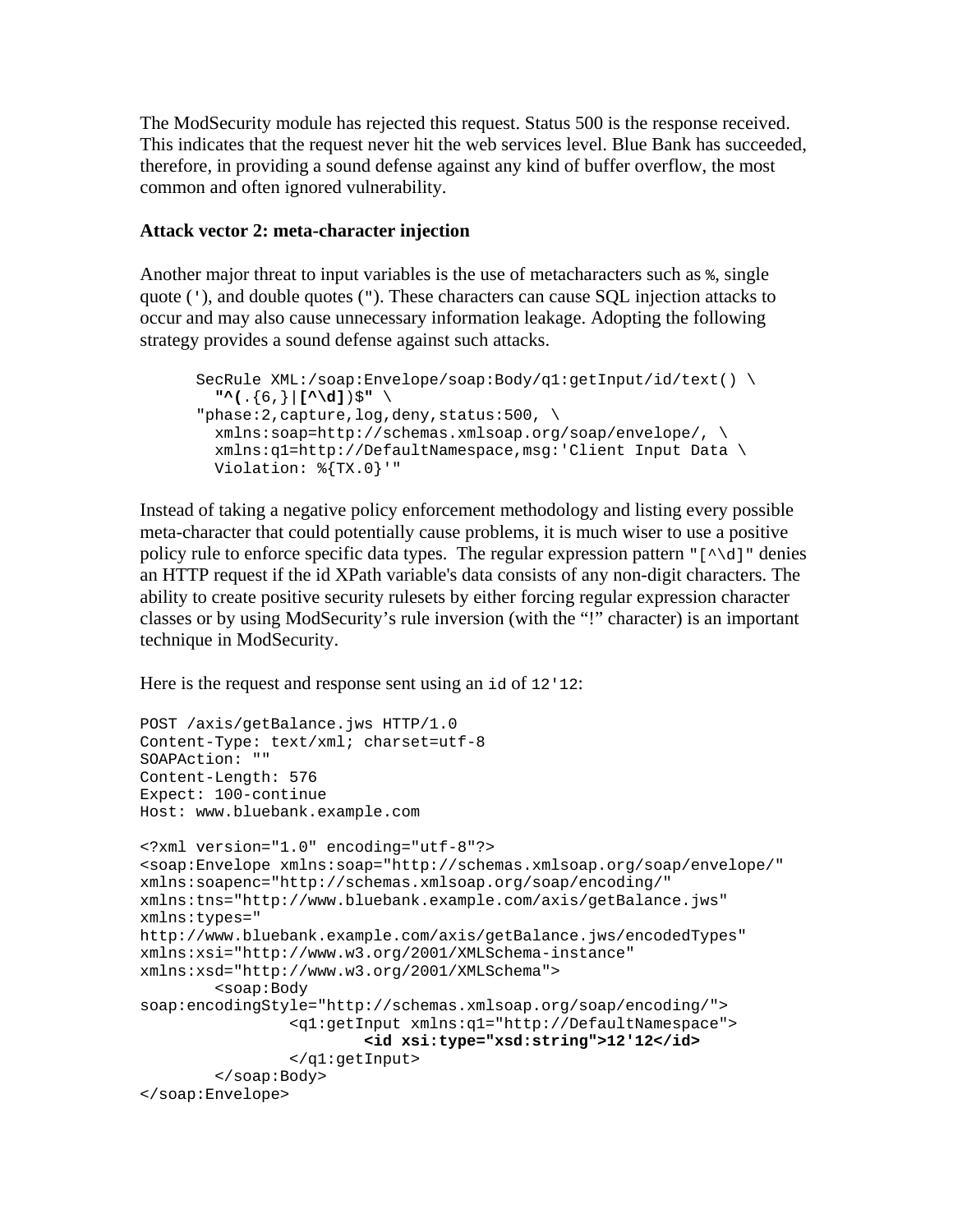The ModSecurity module has rejected this request. Status 500 is the response received. This indicates that the request never hit the web services level. Blue Bank has succeeded, therefore, in providing a sound defense against any kind of buffer overflow, the most common and often ignored vulnerability.

**Attack vector 2: meta-character injection**

Another major threat to input variables is the use of metacharacters such as `%`, single quote (`'`), and double quotes (`"`). These characters can cause SQL injection attacks to occur and may also cause unnecessary information leakage. Adopting the following strategy provides a sound defense against such attacks.

```
SecRule XML:/soap:Envelope/soap:Body/q1:getInput/id/text() \
  "^(.{6,}|[^\d])$" \
"phase:2,capture,log,deny,status:500, \
  xmlns:soap=http://schemas.xmlsoap.org/soap/envelope/, \
  xmlns:q1=http://DefaultNamespace,msg:'Client Input Data \
  Violation: %{TX.0}'"
```

Instead of taking a negative policy enforcement methodology and listing every possible meta-character that could potentially cause problems, it is much wiser to use a positive policy rule to enforce specific data types. The regular expression pattern `"[^\d]"` denies an HTTP request if the id XPath variable's data consists of any non-digit characters. The ability to create positive security rulesets by either forcing regular expression character classes or by using ModSecurity's rule inversion (with the "!" character) is an important technique in ModSecurity.

Here is the request and response sent using an `id` of `12'12`:

```
POST /axis/getBalance.jws HTTP/1.0
Content-Type: text/xml; charset=utf-8
SOAPAction: ""
Content-Length: 576
Expect: 100-continue
Host: www.bluebank.example.com

<?xml version="1.0" encoding="utf-8"?>
<soap:Envelope xmlns:soap="http://schemas.xmlsoap.org/soap/envelope/"
xmlns:soapenc="http://schemas.xmlsoap.org/soap/encoding/"
xmlns:tns="http://www.bluebank.example.com/axis/getBalance.jws"
xmlns:types="
http://www.bluebank.example.com/axis/getBalance.jws/encodedTypes"
xmlns:xsi="http://www.w3.org/2001/XMLSchema-instance"
xmlns:xsd="http://www.w3.org/2001/XMLSchema">
        <soap:Body
soap:encodingStyle="http://schemas.xmlsoap.org/soap/encoding/">
                <q1:getInput xmlns:q1="http://DefaultNamespace">
                        <id xsi:type="xsd:string">12'12</id>
                </q1:getInput>
        </soap:Body>
</soap:Envelope>
```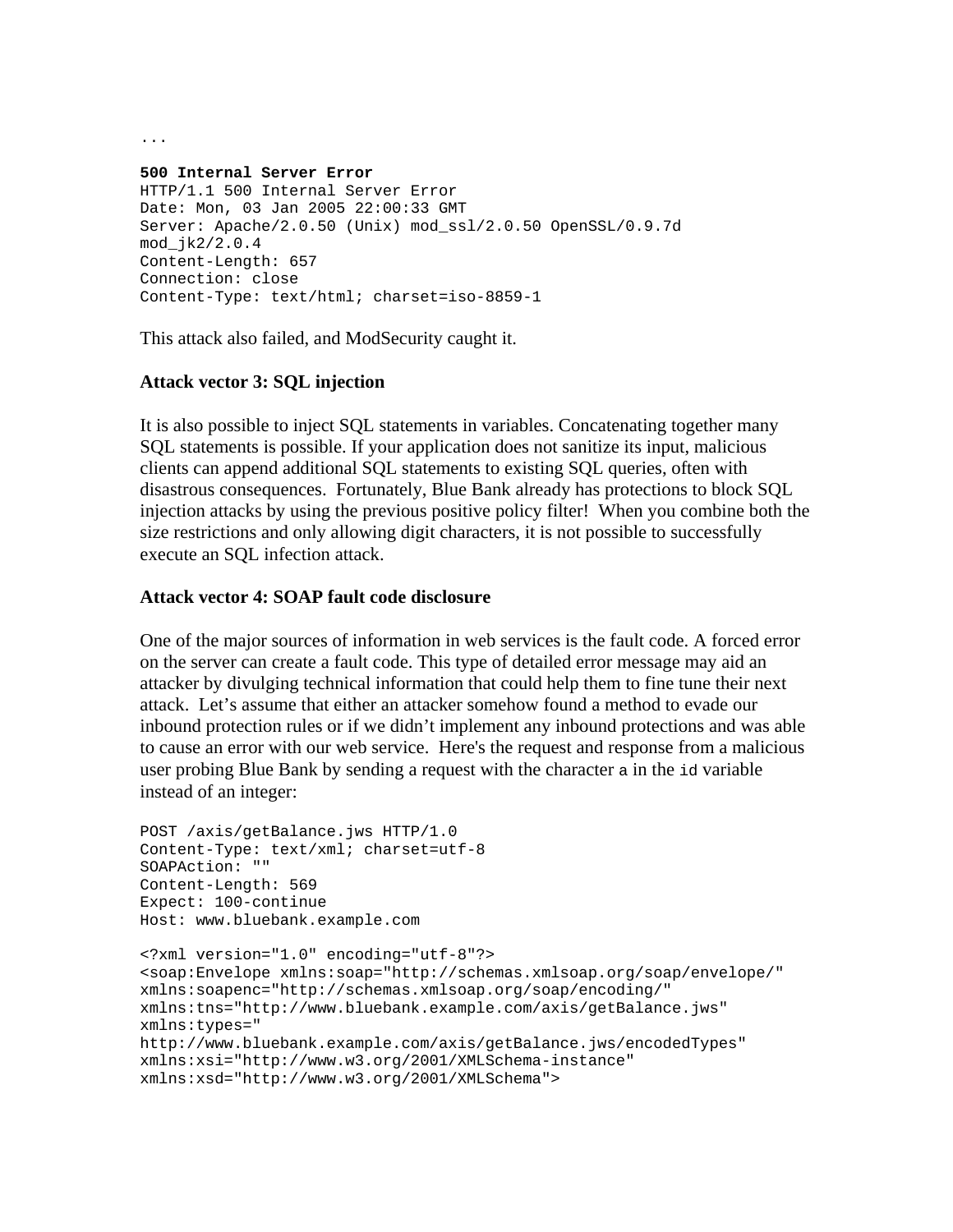```
...

500 Internal Server Error
HTTP/1.1 500 Internal Server Error
Date: Mon, 03 Jan 2005 22:00:33 GMT
Server: Apache/2.0.50 (Unix) mod_ssl/2.0.50 OpenSSL/0.9.7d
mod_jk2/2.0.4
Content-Length: 657
Connection: close
Content-Type: text/html; charset=iso-8859-1
```

This attack also failed, and ModSecurity caught it.

**Attack vector 3: SQL injection**

It is also possible to inject SQL statements in variables. Concatenating together many SQL statements is possible. If your application does not sanitize its input, malicious clients can append additional SQL statements to existing SQL queries, often with disastrous consequences. Fortunately, Blue Bank already has protections to block SQL injection attacks by using the previous positive policy filter! When you combine both the size restrictions and only allowing digit characters, it is not possible to successfully execute an SQL infection attack.

**Attack vector 4: SOAP fault code disclosure**

One of the major sources of information in web services is the fault code. A forced error on the server can create a fault code. This type of detailed error message may aid an attacker by divulging technical information that could help them to fine tune their next attack. Let's assume that either an attacker somehow found a method to evade our inbound protection rules or if we didn't implement any inbound protections and was able to cause an error with our web service. Here's the request and response from a malicious user probing Blue Bank by sending a request with the character `a` in the `id` variable instead of an integer:

```
POST /axis/getBalance.jws HTTP/1.0
Content-Type: text/xml; charset=utf-8
SOAPAction: ""
Content-Length: 569
Expect: 100-continue
Host: www.bluebank.example.com

<?xml version="1.0" encoding="utf-8"?>
<soap:Envelope xmlns:soap="http://schemas.xmlsoap.org/soap/envelope/"
xmlns:soapenc="http://schemas.xmlsoap.org/soap/encoding/"
xmlns:tns="http://www.bluebank.example.com/axis/getBalance.jws"
xmlns:types="
http://www.bluebank.example.com/axis/getBalance.jws/encodedTypes"
xmlns:xsi="http://www.w3.org/2001/XMLSchema-instance"
xmlns:xsd="http://www.w3.org/2001/XMLSchema">
```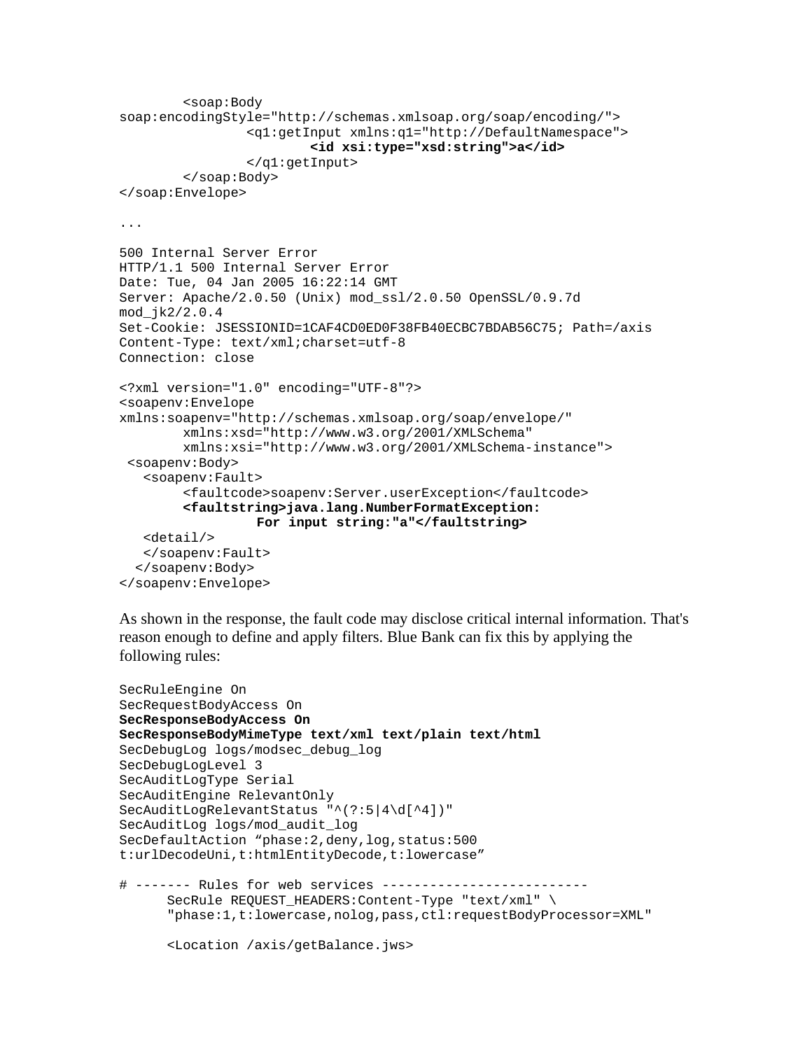```
        <soap:Body
soap:encodingStyle="http://schemas.xmlsoap.org/soap/encoding/">
                <q1:getInput xmlns:q1="http://DefaultNamespace">
                        <id xsi:type="xsd:string">a</id>
                </q1:getInput>
        </soap:Body>
</soap:Envelope>

...

500 Internal Server Error
HTTP/1.1 500 Internal Server Error
Date: Tue, 04 Jan 2005 16:22:14 GMT
Server: Apache/2.0.50 (Unix) mod_ssl/2.0.50 OpenSSL/0.9.7d
mod_jk2/2.0.4
Set-Cookie: JSESSIONID=1CAF4CD0ED0F38FB40ECBC7BDAB56C75; Path=/axis
Content-Type: text/xml;charset=utf-8
Connection: close

<?xml version="1.0" encoding="UTF-8"?>
<soapenv:Envelope
xmlns:soapenv="http://schemas.xmlsoap.org/soap/envelope/"
        xmlns:xsd="http://www.w3.org/2001/XMLSchema"
        xmlns:xsi="http://www.w3.org/2001/XMLSchema-instance">
 <soapenv:Body>
   <soapenv:Fault>
        <faultcode>soapenv:Server.userException</faultcode>
        <faultstring>java.lang.NumberFormatException:
                 For input string:"a"</faultstring>
   <detail/>
   </soapenv:Fault>
  </soapenv:Body>
</soapenv:Envelope>
```

As shown in the response, the fault code may disclose critical internal information. That's reason enough to define and apply filters. Blue Bank can fix this by applying the following rules:

```
SecRuleEngine On
SecRequestBodyAccess On
SecResponseBodyAccess On
SecResponseBodyMimeType text/xml text/plain text/html
SecDebugLog logs/modsec_debug_log
SecDebugLogLevel 3
SecAuditLogType Serial
SecAuditEngine RelevantOnly
SecAuditLogRelevantStatus "^(?:5|4\d[^4])"
SecAuditLog logs/mod_audit_log
SecDefaultAction "phase:2,deny,log,status:500
t:urlDecodeUni,t:htmlEntityDecode,t:lowercase"

# ------- Rules for web services --------------------------
      SecRule REQUEST_HEADERS:Content-Type "text/xml" \
      "phase:1,t:lowercase,nolog,pass,ctl:requestBodyProcessor=XML"

      <Location /axis/getBalance.jws>
```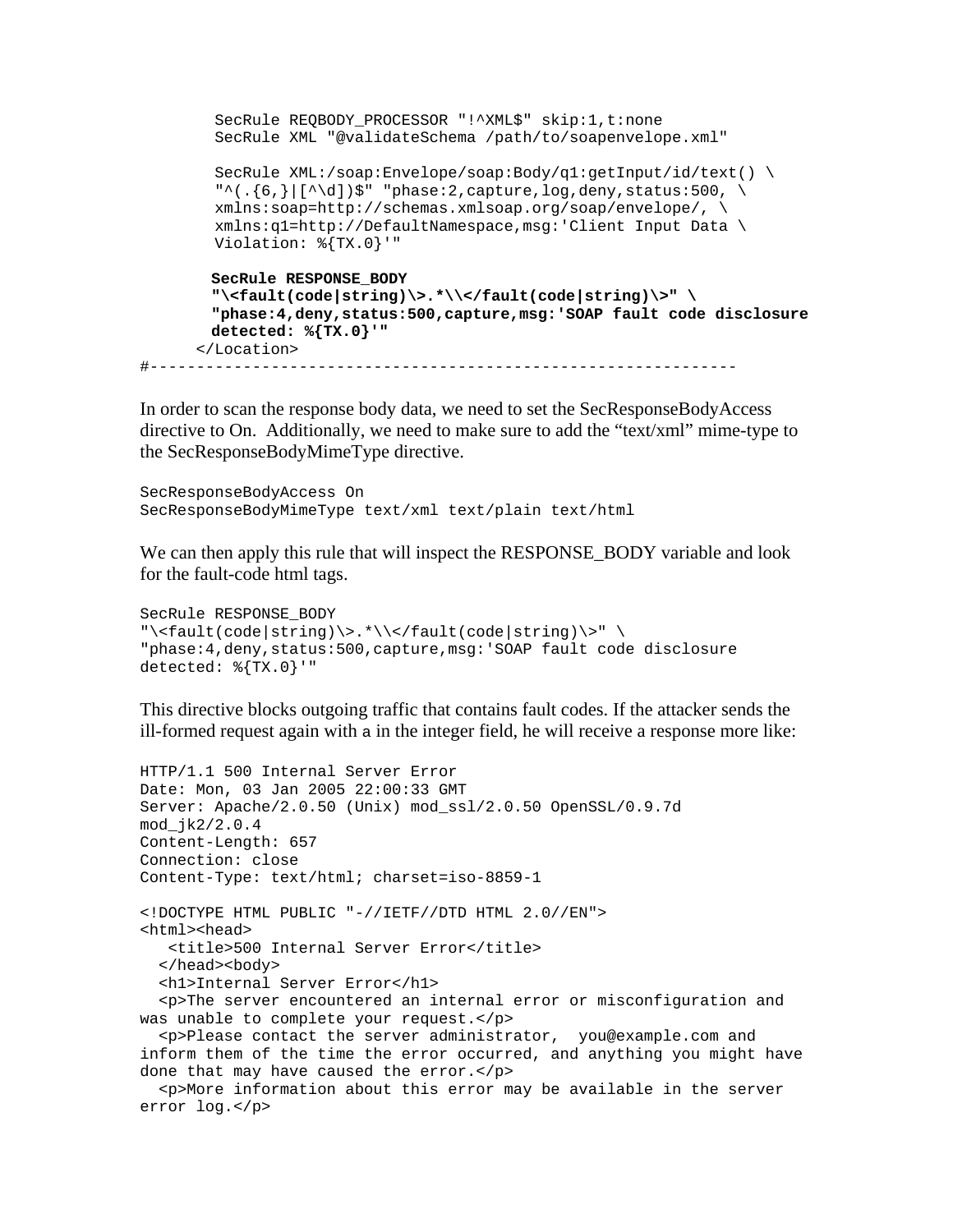```
        SecRule REQBODY_PROCESSOR "!^XML$" skip:1,t:none
        SecRule XML "@validateSchema /path/to/soapenvelope.xml"

        SecRule XML:/soap:Envelope/soap:Body/q1:getInput/id/text() \
        "^(.{6,}|[^\d])$" "phase:2,capture,log,deny,status:500, \
        xmlns:soap=http://schemas.xmlsoap.org/soap/envelope/, \
        xmlns:q1=http://DefaultNamespace,msg:'Client Input Data \
        Violation: %{TX.0}'"

        SecRule RESPONSE_BODY
        "\<fault(code|string)\>.*\\</fault(code|string)\>" \
        "phase:4,deny,status:500,capture,msg:'SOAP fault code disclosure
        detected: %{TX.0}'"
      </Location>
#---------------------------------------------------------------
```

In order to scan the response body data, we need to set the SecResponseBodyAccess directive to On. Additionally, we need to make sure to add the "text/xml" mime-type to the SecResponseBodyMimeType directive.

```
SecResponseBodyAccess On
SecResponseBodyMimeType text/xml text/plain text/html
```

We can then apply this rule that will inspect the RESPONSE_BODY variable and look for the fault-code html tags.

```
SecRule RESPONSE_BODY
"\<fault(code|string)\>.*\\</fault(code|string)\>" \
"phase:4,deny,status:500,capture,msg:'SOAP fault code disclosure
detected: %{TX.0}'"
```

This directive blocks outgoing traffic that contains fault codes. If the attacker sends the ill-formed request again with a in the integer field, he will receive a response more like:

```
HTTP/1.1 500 Internal Server Error
Date: Mon, 03 Jan 2005 22:00:33 GMT
Server: Apache/2.0.50 (Unix) mod_ssl/2.0.50 OpenSSL/0.9.7d
mod_jk2/2.0.4
Content-Length: 657
Connection: close
Content-Type: text/html; charset=iso-8859-1

<!DOCTYPE HTML PUBLIC "-//IETF//DTD HTML 2.0//EN">
<html><head>
   <title>500 Internal Server Error</title>
  </head><body>
  <h1>Internal Server Error</h1>
  <p>The server encountered an internal error or misconfiguration and
was unable to complete your request.</p>
  <p>Please contact the server administrator,  you@example.com and
inform them of the time the error occurred, and anything you might have
done that may have caused the error.</p>
  <p>More information about this error may be available in the server
error log.</p>
```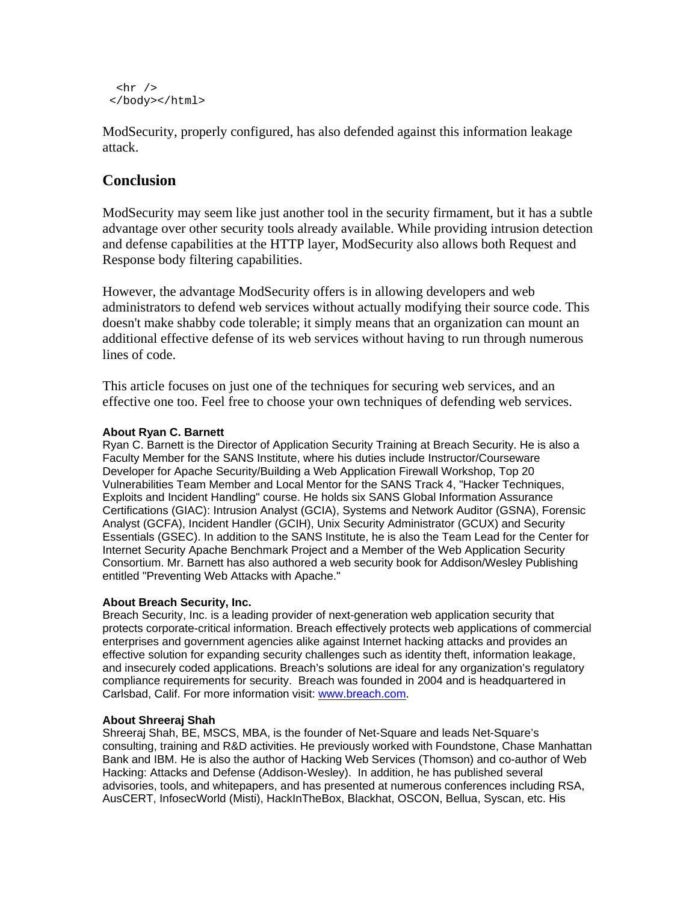```
  <hr />
 </body></html>
```

ModSecurity, properly configured, has also defended against this information leakage attack.

## Conclusion

ModSecurity may seem like just another tool in the security firmament, but it has a subtle advantage over other security tools already available. While providing intrusion detection and defense capabilities at the HTTP layer, ModSecurity also allows both Request and Response body filtering capabilities.

However, the advantage ModSecurity offers is in allowing developers and web administrators to defend web services without actually modifying their source code. This doesn't make shabby code tolerable; it simply means that an organization can mount an additional effective defense of its web services without having to run through numerous lines of code.

This article focuses on just one of the techniques for securing web services, and an effective one too. Feel free to choose your own techniques of defending web services.

**About Ryan C. Barnett**
Ryan C. Barnett is the Director of Application Security Training at Breach Security. He is also a Faculty Member for the SANS Institute, where his duties include Instructor/Courseware Developer for Apache Security/Building a Web Application Firewall Workshop, Top 20 Vulnerabilities Team Member and Local Mentor for the SANS Track 4, "Hacker Techniques, Exploits and Incident Handling" course. He holds six SANS Global Information Assurance Certifications (GIAC): Intrusion Analyst (GCIA), Systems and Network Auditor (GSNA), Forensic Analyst (GCFA), Incident Handler (GCIH), Unix Security Administrator (GCUX) and Security Essentials (GSEC). In addition to the SANS Institute, he is also the Team Lead for the Center for Internet Security Apache Benchmark Project and a Member of the Web Application Security Consortium. Mr. Barnett has also authored a web security book for Addison/Wesley Publishing entitled "Preventing Web Attacks with Apache."

**About Breach Security, Inc.**
Breach Security, Inc. is a leading provider of next-generation web application security that protects corporate-critical information. Breach effectively protects web applications of commercial enterprises and government agencies alike against Internet hacking attacks and provides an effective solution for expanding security challenges such as identity theft, information leakage, and insecurely coded applications. Breach's solutions are ideal for any organization's regulatory compliance requirements for security. Breach was founded in 2004 and is headquartered in Carlsbad, Calif. For more information visit: www.breach.com.

**About Shreeraj Shah**
Shreeraj Shah, BE, MSCS, MBA, is the founder of Net-Square and leads Net-Square's consulting, training and R&D activities. He previously worked with Foundstone, Chase Manhattan Bank and IBM. He is also the author of Hacking Web Services (Thomson) and co-author of Web Hacking: Attacks and Defense (Addison-Wesley). In addition, he has published several advisories, tools, and whitepapers, and has presented at numerous conferences including RSA, AusCERT, InfosecWorld (Misti), HackInTheBox, Blackhat, OSCON, Bellua, Syscan, etc. His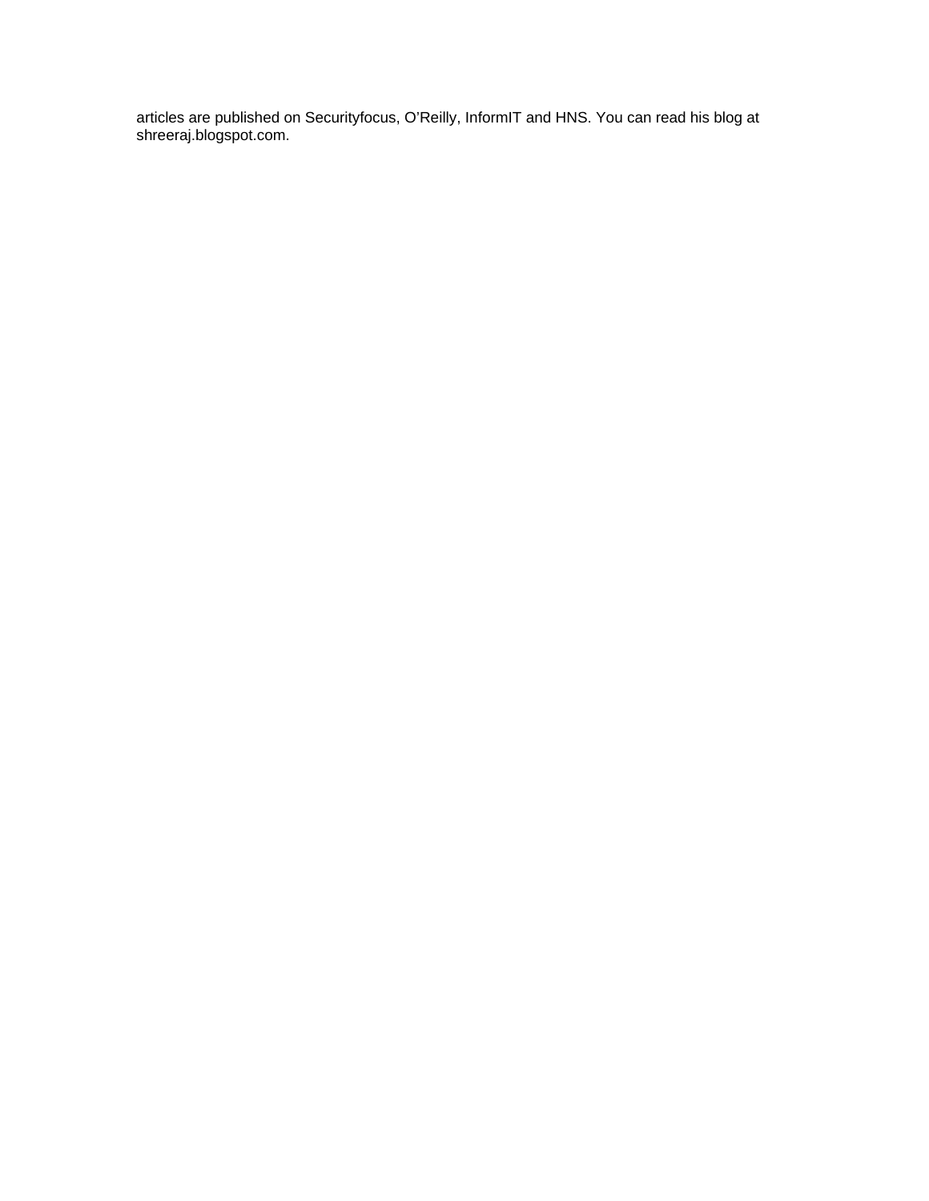articles are published on Securityfocus, O'Reilly, InformIT and HNS. You can read his blog at shreeraj.blogspot.com.